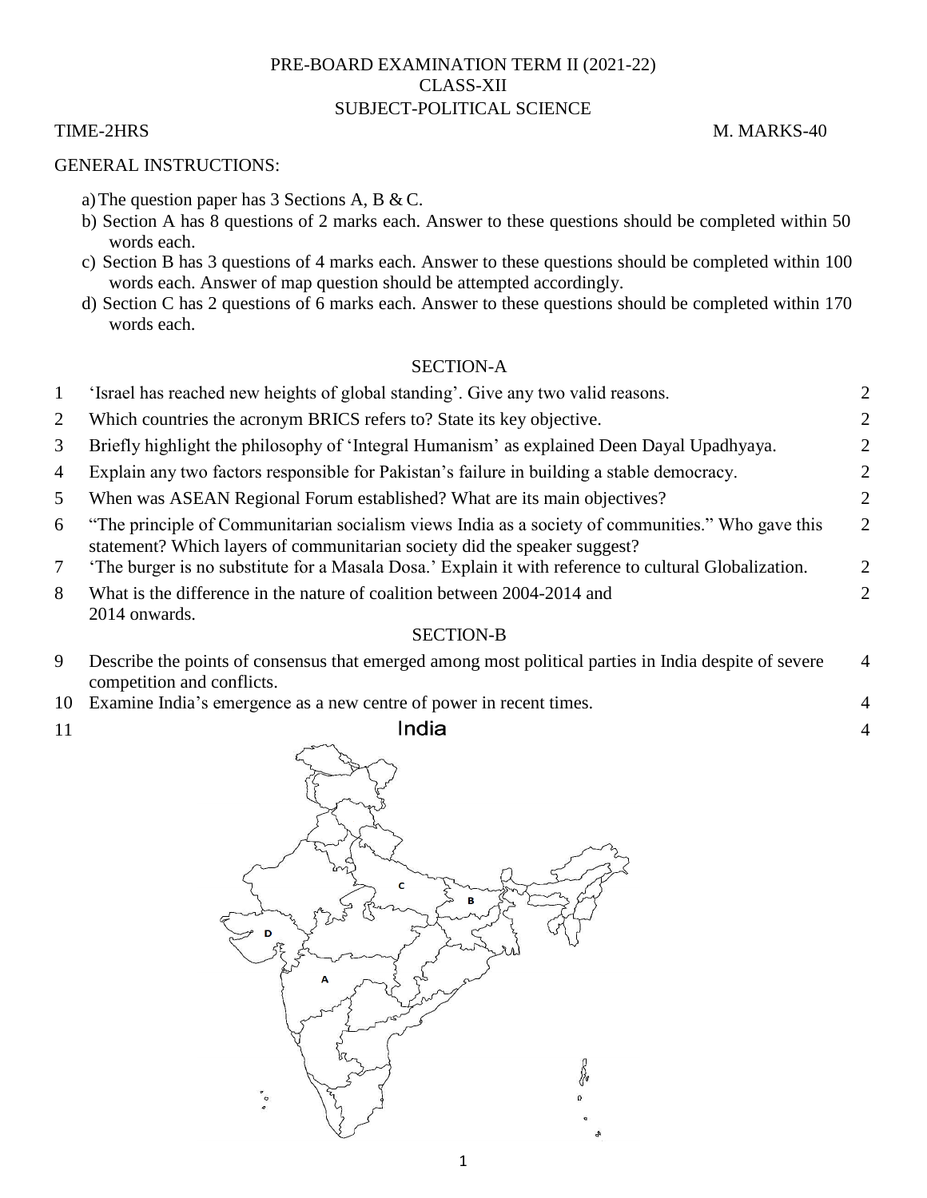# PRE-BOARD EXAMINATION TERM II (2021-22)
## CLASS-XII
## SUBJECT-POLITICAL SCIENCE

TIME-2HRS M. MARKS-40

GENERAL INSTRUCTIONS:

a) The question paper has 3 Sections A, B & C.
b) Section A has 8 questions of 2 marks each. Answer to these questions should be completed within 50 words each.
c) Section B has 3 questions of 4 marks each. Answer to these questions should be completed within 100 words each. Answer of map question should be attempted accordingly.
d) Section C has 2 questions of 6 marks each. Answer to these questions should be completed within 170 words each.

### SECTION-A

| | | |
|---|---|---|
| 1 | 'Israel has reached new heights of global standing'. Give any two valid reasons. | 2 |
| 2 | Which countries the acronym BRICS refers to? State its key objective. | 2 |
| 3 | Briefly highlight the philosophy of 'Integral Humanism' as explained Deen Dayal Upadhyaya. | 2 |
| 4 | Explain any two factors responsible for Pakistan's failure in building a stable democracy. | 2 |
| 5 | When was ASEAN Regional Forum established? What are its main objectives? | 2 |
| 6 | "The principle of Communitarian socialism views India as a society of communities." Who gave this statement? Which layers of communitarian society did the speaker suggest? | 2 |
| 7 | 'The burger is no substitute for a Masala Dosa.' Explain it with reference to cultural Globalization. | 2 |
| 8 | What is the difference in the nature of coalition between 2004-2014 and 2014 onwards. | 2 |

### SECTION-B

| | | |
|---|---|---|
| 9 | Describe the points of consensus that emerged among most political parties in India despite of severe competition and conflicts. | 4 |
| 10 | Examine India's emergence as a new centre of power in recent times. | 4 |
| 11 | India | 4 |

A B C D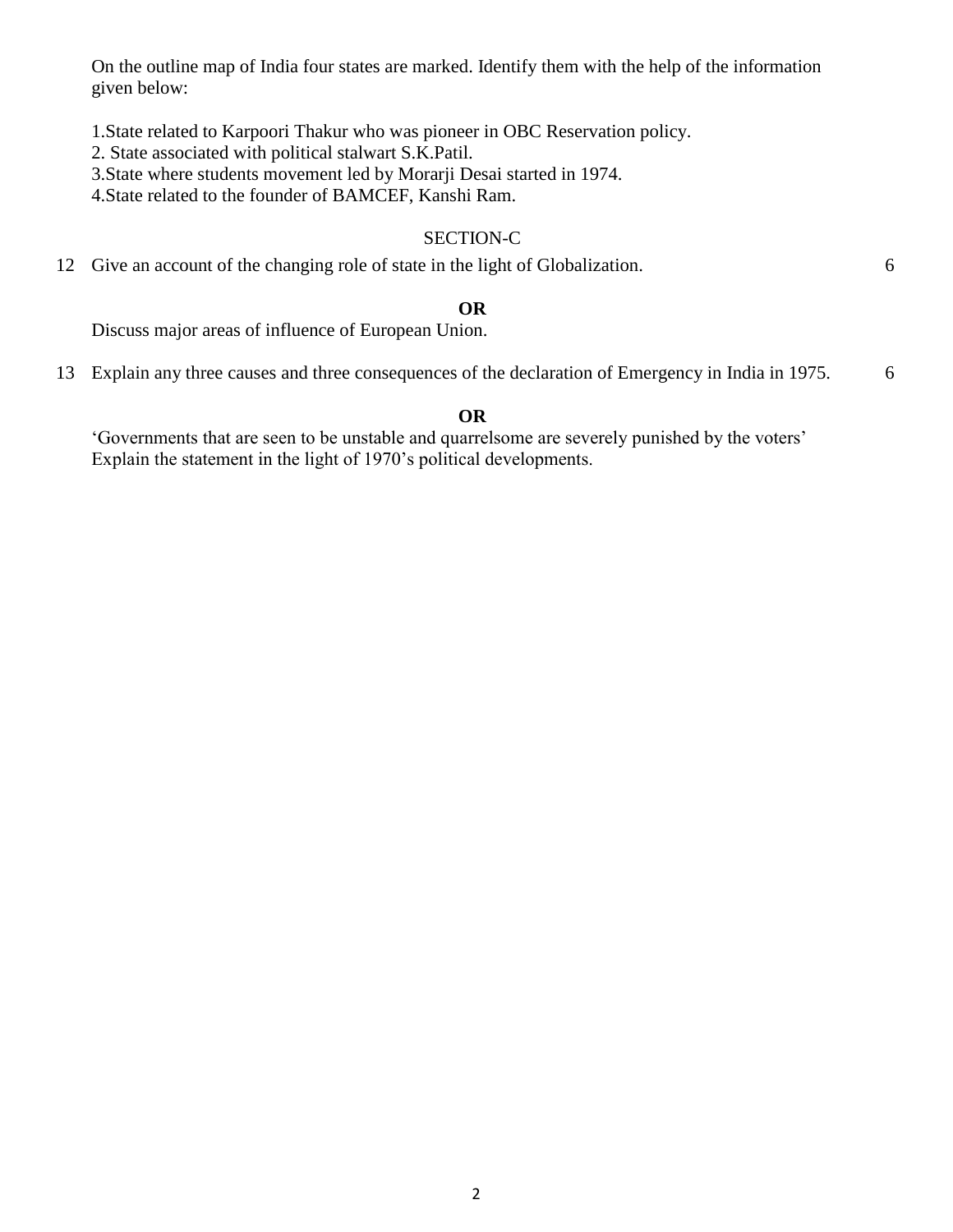On the outline map of India four states are marked. Identify them with the help of the information given below:

1.State related to Karpoori Thakur who was pioneer in OBC Reservation policy.
2. State associated with political stalwart S.K.Patil.
3.State where students movement led by Morarji Desai started in 1974.
4.State related to the founder of BAMCEF, Kanshi Ram.

## SECTION-C

12 Give an account of the changing role of state in the light of Globalization. 6

**OR**

Discuss major areas of influence of European Union.

13 Explain any three causes and three consequences of the declaration of Emergency in India in 1975. 6

**OR**

'Governments that are seen to be unstable and quarrelsome are severely punished by the voters' Explain the statement in the light of 1970's political developments.